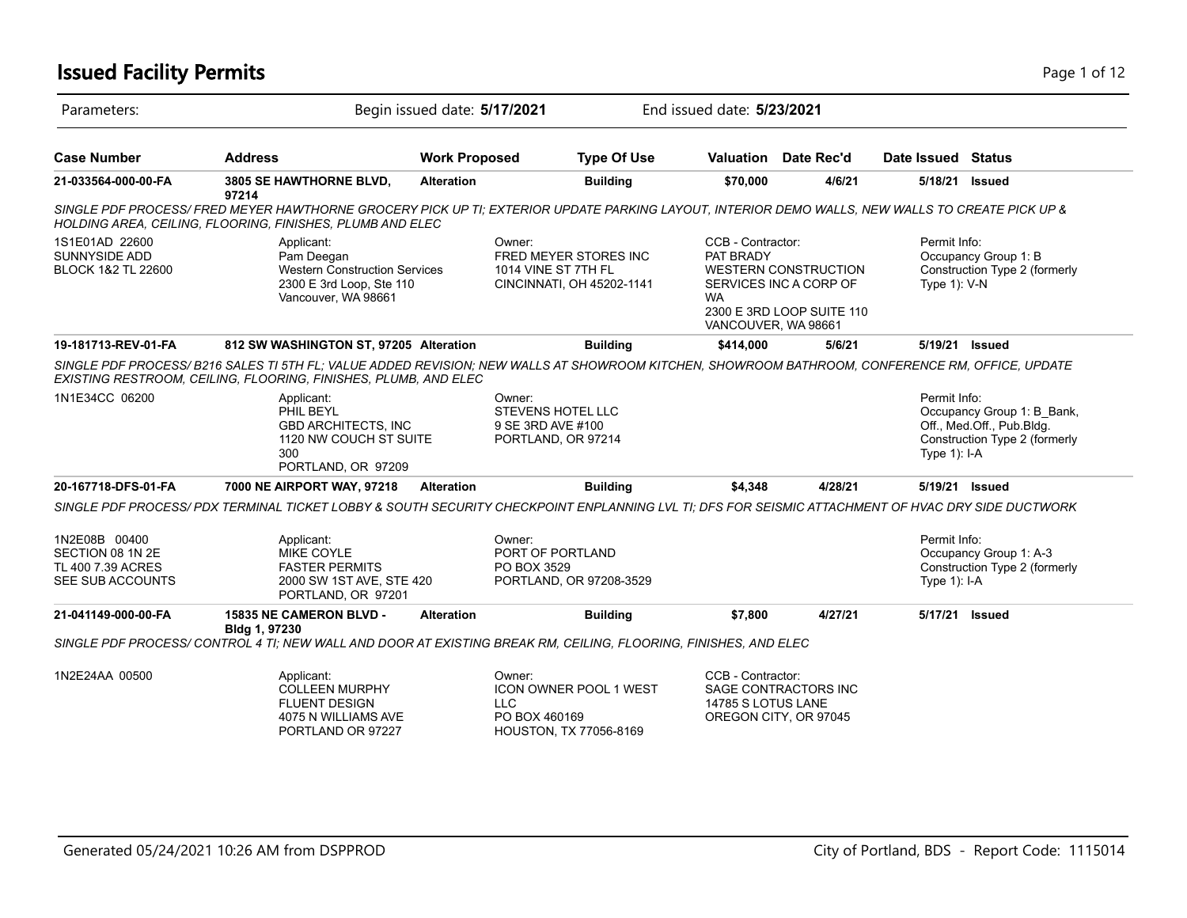# Issued Facility Permits

Parameters: Begin issued date: **5/17/2021** End issued date: **5/23/2021**

| Case Number | Address | Work Proposed | Type Of Use | Valuation | Date Rec'd | Date Issued | Status |
|---|---|---|---|---|---|---|---|
| **21-033564-000-00-FA** | **3805 SE HAWTHORNE BLVD, 97214** | **Alteration** | **Building** | **$70,000** | **4/6/21** | **5/18/21** | **Issued** |

*SINGLE PDF PROCESS/ FRED MEYER HAWTHORNE GROCERY PICK UP TI; EXTERIOR UPDATE PARKING LAYOUT, INTERIOR DEMO WALLS, NEW WALLS TO CREATE PICK UP & HOLDING AREA, CEILING, FLOORING, FINISHES, PLUMB AND ELEC*

1S1E01AD 22600
SUNNYSIDE ADD
BLOCK 1&2 TL 22600

Applicant:
Pam Deegan
Western Construction Services
2300 E 3rd Loop, Ste 110
Vancouver, WA 98661

Owner:
FRED MEYER STORES INC
1014 VINE ST 7TH FL
CINCINNATI, OH 45202-1141

CCB - Contractor:
PAT BRADY
WESTERN CONSTRUCTION SERVICES INC A CORP OF WA
2300 E 3RD LOOP SUITE 110
VANCOUVER, WA 98661

Permit Info:
Occupancy Group 1: B
Construction Type 2 (formerly Type 1): V-N

| Case Number | Address | Work Proposed | Type Of Use | Valuation | Date Rec'd | Date Issued | Status |
|---|---|---|---|---|---|---|---|
| **19-181713-REV-01-FA** | **812 SW WASHINGTON ST, 97205** | **Alteration** | **Building** | **$414,000** | **5/6/21** | **5/19/21** | **Issued** |

*SINGLE PDF PROCESS/ B216 SALES TI 5TH FL; VALUE ADDED REVISION; NEW WALLS AT SHOWROOM KITCHEN, SHOWROOM BATHROOM, CONFERENCE RM, OFFICE, UPDATE EXISTING RESTROOM, CEILING, FLOORING, FINISHES, PLUMB, AND ELEC*

1N1E34CC 06200

Applicant:
PHIL BEYL
GBD ARCHITECTS, INC
1120 NW COUCH ST SUITE 300
PORTLAND, OR 97209

Owner:
STEVENS HOTEL LLC
9 SE 3RD AVE #100
PORTLAND, OR 97214

Permit Info:
Occupancy Group 1: B_Bank, Off., Med.Off., Pub.Bldg.
Construction Type 2 (formerly Type 1): I-A

| Case Number | Address | Work Proposed | Type Of Use | Valuation | Date Rec'd | Date Issued | Status |
|---|---|---|---|---|---|---|---|
| **20-167718-DFS-01-FA** | **7000 NE AIRPORT WAY, 97218** | **Alteration** | **Building** | **$4,348** | **4/28/21** | **5/19/21** | **Issued** |

*SINGLE PDF PROCESS/ PDX TERMINAL TICKET LOBBY & SOUTH SECURITY CHECKPOINT ENPLANNING LVL TI; DFS FOR SEISMIC ATTACHMENT OF HVAC DRY SIDE DUCTWORK*

1N2E08B 00400
SECTION 08 1N 2E
TL 400 7.39 ACRES
SEE SUB ACCOUNTS

Applicant:
MIKE COYLE
FASTER PERMITS
2000 SW 1ST AVE, STE 420
PORTLAND, OR 97201

Owner:
PORT OF PORTLAND
PO BOX 3529
PORTLAND, OR 97208-3529

Permit Info:
Occupancy Group 1: A-3
Construction Type 2 (formerly Type 1): I-A

| Case Number | Address | Work Proposed | Type Of Use | Valuation | Date Rec'd | Date Issued | Status |
|---|---|---|---|---|---|---|---|
| **21-041149-000-00-FA** | **15835 NE CAMERON BLVD - Bldg 1, 97230** | **Alteration** | **Building** | **$7,800** | **4/27/21** | **5/17/21** | **Issued** |

*SINGLE PDF PROCESS/ CONTROL 4 TI; NEW WALL AND DOOR AT EXISTING BREAK RM, CEILING, FLOORING, FINISHES, AND ELEC*

1N2E24AA 00500

Applicant:
COLLEEN MURPHY
FLUENT DESIGN
4075 N WILLIAMS AVE
PORTLAND OR 97227

Owner:
ICON OWNER POOL 1 WEST LLC
PO BOX 460169
HOUSTON, TX 77056-8169

CCB - Contractor:
SAGE CONTRACTORS INC
14785 S LOTUS LANE
OREGON CITY, OR 97045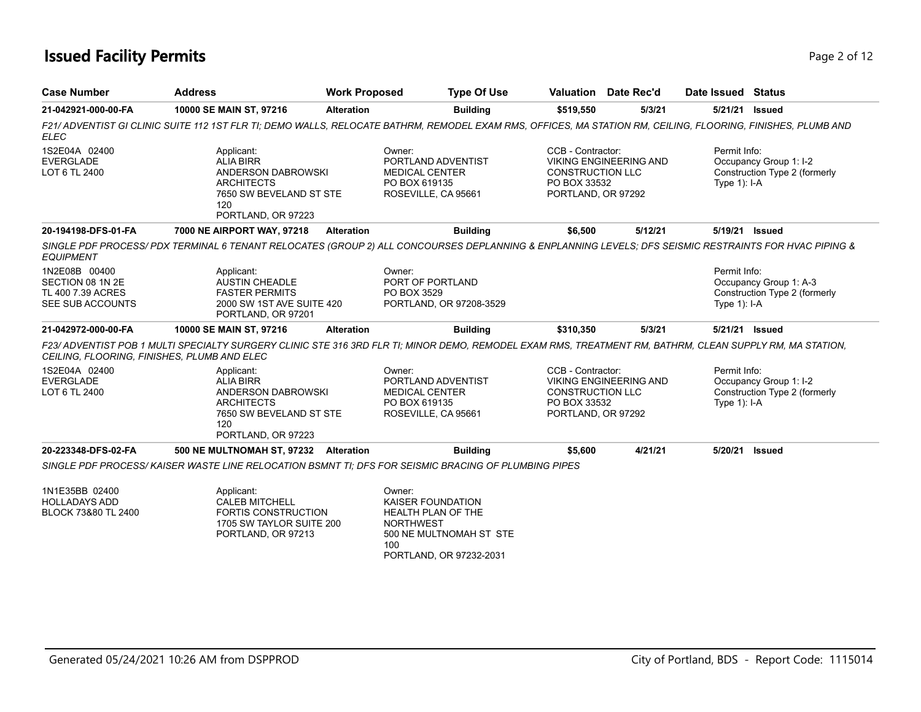# Issued Facility Permits

| Case Number | Address | Work Proposed | Type Of Use | Valuation | Date Rec'd | Date Issued | Status |
|---|---|---|---|---|---|---|---|
| **21-042921-000-00-FA** | **10000 SE MAIN ST, 97216** | **Alteration** | **Building** | **$519,550** | **5/3/21** | **5/21/21** | **Issued** |

*F21/ ADVENTIST GI CLINIC SUITE 112 1ST FLR TI; DEMO WALLS, RELOCATE BATHRM, REMODEL EXAM RMS, OFFICES, MA STATION RM, CEILING, FLOORING, FINISHES, PLUMB AND ELEC*

1S2E04A 02400
EVERGLADE
LOT 6 TL 2400

Applicant:
ALIA BIRR
ANDERSON DABROWSKI ARCHITECTS
7650 SW BEVELAND ST STE 120
PORTLAND, OR 97223

Owner:
PORTLAND ADVENTIST MEDICAL CENTER
PO BOX 619135
ROSEVILLE, CA 95661

CCB - Contractor:
VIKING ENGINEERING AND CONSTRUCTION LLC
PO BOX 33532
PORTLAND, OR 97292

Permit Info:
Occupancy Group 1: I-2
Construction Type 2 (formerly Type 1): I-A

| Case Number | Address | Work Proposed | Type Of Use | Valuation | Date Rec'd | Date Issued | Status |
|---|---|---|---|---|---|---|---|
| **20-194198-DFS-01-FA** | **7000 NE AIRPORT WAY, 97218** | **Alteration** | **Building** | **$6,500** | **5/12/21** | **5/19/21** | **Issued** |

*SINGLE PDF PROCESS/ PDX TERMINAL 6 TENANT RELOCATES (GROUP 2) ALL CONCOURSES DEPLANNING & ENPLANNING LEVELS; DFS SEISMIC RESTRAINTS FOR HVAC PIPING & EQUIPMENT*

1N2E08B 00400
SECTION 08 1N 2E
TL 400 7.39 ACRES
SEE SUB ACCOUNTS

Applicant:
AUSTIN CHEADLE
FASTER PERMITS
2000 SW 1ST AVE SUITE 420
PORTLAND, OR 97201

Owner:
PORT OF PORTLAND
PO BOX 3529
PORTLAND, OR 97208-3529

Permit Info:
Occupancy Group 1: A-3
Construction Type 2 (formerly Type 1): I-A

| Case Number | Address | Work Proposed | Type Of Use | Valuation | Date Rec'd | Date Issued | Status |
|---|---|---|---|---|---|---|---|
| **21-042972-000-00-FA** | **10000 SE MAIN ST, 97216** | **Alteration** | **Building** | **$310,350** | **5/3/21** | **5/21/21** | **Issued** |

*F23/ ADVENTIST POB 1 MULTI SPECIALTY SURGERY CLINIC STE 316 3RD FLR TI; MINOR DEMO, REMODEL EXAM RMS, TREATMENT RM, BATHRM, CLEAN SUPPLY RM, MA STATION, CEILING, FLOORING, FINISHES, PLUMB AND ELEC*

1S2E04A 02400
EVERGLADE
LOT 6 TL 2400

Applicant:
ALIA BIRR
ANDERSON DABROWSKI ARCHITECTS
7650 SW BEVELAND ST STE 120
PORTLAND, OR 97223

Owner:
PORTLAND ADVENTIST MEDICAL CENTER
PO BOX 619135
ROSEVILLE, CA 95661

CCB - Contractor:
VIKING ENGINEERING AND CONSTRUCTION LLC
PO BOX 33532
PORTLAND, OR 97292

Permit Info:
Occupancy Group 1: I-2
Construction Type 2 (formerly Type 1): I-A

| Case Number | Address | Work Proposed | Type Of Use | Valuation | Date Rec'd | Date Issued | Status |
|---|---|---|---|---|---|---|---|
| **20-223348-DFS-02-FA** | **500 NE MULTNOMAH ST, 97232** | **Alteration** | **Building** | **$5,600** | **4/21/21** | **5/20/21** | **Issued** |

*SINGLE PDF PROCESS/ KAISER WASTE LINE RELOCATION BSMNT TI; DFS FOR SEISMIC BRACING OF PLUMBING PIPES*

1N1E35BB 02400
HOLLADAYS ADD
BLOCK 73&80 TL 2400

Applicant:
CALEB MITCHELL
FORTIS CONSTRUCTION
1705 SW TAYLOR SUITE 200
PORTLAND, OR 97213

Owner:
KAISER FOUNDATION HEALTH PLAN OF THE NORTHWEST
500 NE MULTNOMAH ST STE 100
PORTLAND, OR 97232-2031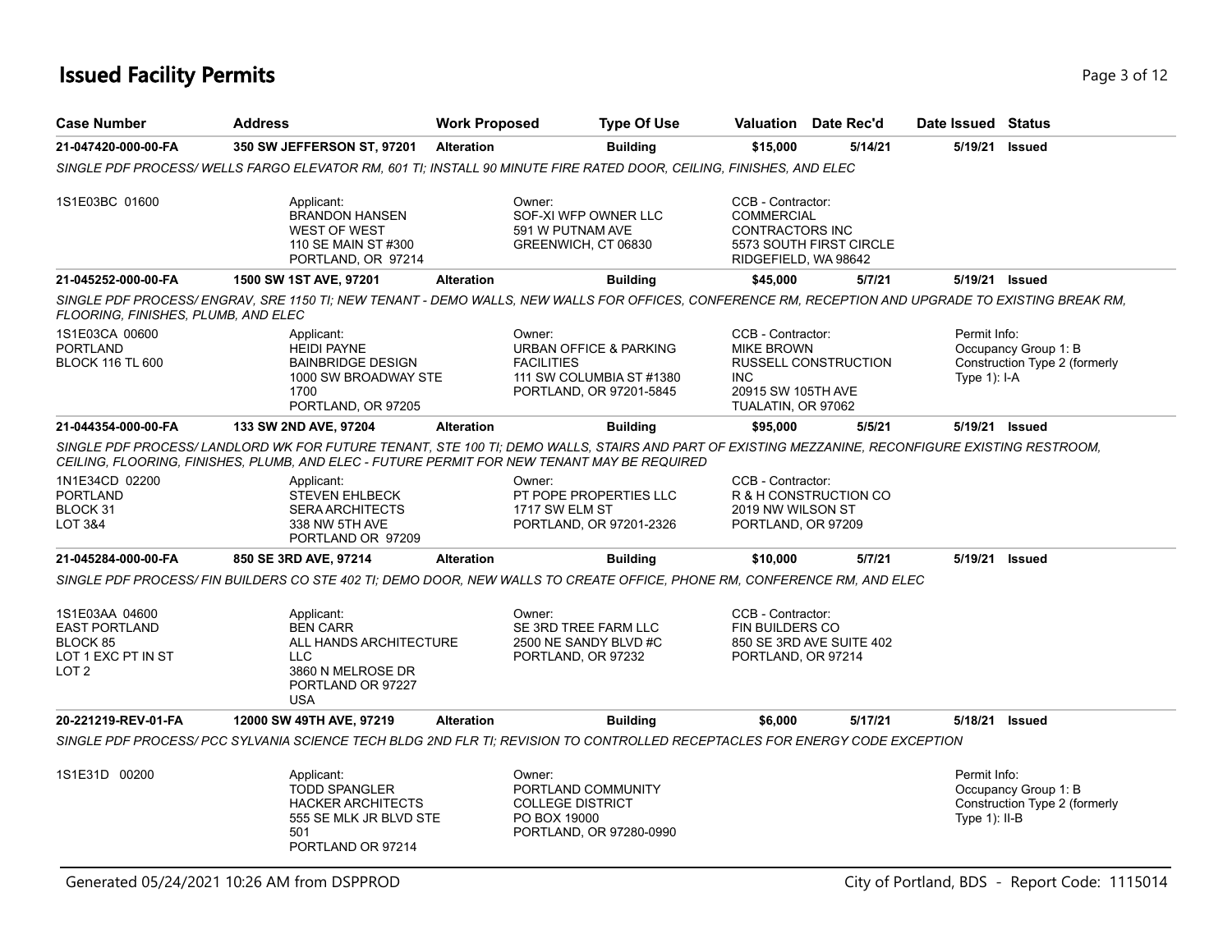# Issued Facility Permits

| Case Number | Address | Work Proposed | Type Of Use | Valuation | Date Rec'd | Date Issued | Status |
|---|---|---|---|---|---|---|---|
| 21-047420-000-00-FA | 350 SW JEFFERSON ST, 97201 | Alteration | Building | $15,000 | 5/14/21 | 5/19/21 | Issued |

*SINGLE PDF PROCESS/ WELLS FARGO ELEVATOR RM, 601 TI; INSTALL 90 MINUTE FIRE RATED DOOR, CEILING, FINISHES, AND ELEC*

1S1E03BC 01600

Applicant:
BRANDON HANSEN
WEST OF WEST
110 SE MAIN ST #300
PORTLAND, OR 97214

Owner:
SOF-XI WFP OWNER LLC
591 W PUTNAM AVE
GREENWICH, CT 06830

CCB - Contractor:
COMMERCIAL
CONTRACTORS INC
5573 SOUTH FIRST CIRCLE
RIDGEFIELD, WA 98642

---

| Case Number | Address | Work Proposed | Type Of Use | Valuation | Date Rec'd | Date Issued | Status |
|---|---|---|---|---|---|---|---|
| 21-045252-000-00-FA | 1500 SW 1ST AVE, 97201 | Alteration | Building | $45,000 | 5/7/21 | 5/19/21 | Issued |

*SINGLE PDF PROCESS/ ENGRAV, SRE 1150 TI; NEW TENANT - DEMO WALLS, NEW WALLS FOR OFFICES, CONFERENCE RM, RECEPTION AND UPGRADE TO EXISTING BREAK RM, FLOORING, FINISHES, PLUMB, AND ELEC*

1S1E03CA 00600
PORTLAND
BLOCK 116 TL 600

Applicant:
HEIDI PAYNE
BAINBRIDGE DESIGN
1000 SW BROADWAY STE 1700
PORTLAND, OR 97205

Owner:
URBAN OFFICE & PARKING FACILITIES
111 SW COLUMBIA ST #1380
PORTLAND, OR 97201-5845

CCB - Contractor:
MIKE BROWN
RUSSELL CONSTRUCTION INC
20915 SW 105TH AVE
TUALATIN, OR 97062

Permit Info:
Occupancy Group 1: B
Construction Type 2 (formerly Type 1): I-A

---

| Case Number | Address | Work Proposed | Type Of Use | Valuation | Date Rec'd | Date Issued | Status |
|---|---|---|---|---|---|---|---|
| 21-044354-000-00-FA | 133 SW 2ND AVE, 97204 | Alteration | Building | $95,000 | 5/5/21 | 5/19/21 | Issued |

*SINGLE PDF PROCESS/ LANDLORD WK FOR FUTURE TENANT, STE 100 TI; DEMO WALLS, STAIRS AND PART OF EXISTING MEZZANINE, RECONFIGURE EXISTING RESTROOM, CEILING, FLOORING, FINISHES, PLUMB, AND ELEC - FUTURE PERMIT FOR NEW TENANT MAY BE REQUIRED*

1N1E34CD 02200
PORTLAND
BLOCK 31
LOT 3&4

Applicant:
STEVEN EHLBECK
SERA ARCHITECTS
338 NW 5TH AVE
PORTLAND OR 97209

Owner:
PT POPE PROPERTIES LLC
1717 SW ELM ST
PORTLAND, OR 97201-2326

CCB - Contractor:
R & H CONSTRUCTION CO
2019 NW WILSON ST
PORTLAND, OR 97209

---

| Case Number | Address | Work Proposed | Type Of Use | Valuation | Date Rec'd | Date Issued | Status |
|---|---|---|---|---|---|---|---|
| 21-045284-000-00-FA | 850 SE 3RD AVE, 97214 | Alteration | Building | $10,000 | 5/7/21 | 5/19/21 | Issued |

*SINGLE PDF PROCESS/ FIN BUILDERS CO STE 402 TI; DEMO DOOR, NEW WALLS TO CREATE OFFICE, PHONE RM, CONFERENCE RM, AND ELEC*

1S1E03AA 04600
EAST PORTLAND
BLOCK 85
LOT 1 EXC PT IN ST
LOT 2

Applicant:
BEN CARR
ALL HANDS ARCHITECTURE LLC
3860 N MELROSE DR
PORTLAND OR 97227
USA

Owner:
SE 3RD TREE FARM LLC
2500 NE SANDY BLVD #C
PORTLAND, OR 97232

CCB - Contractor:
FIN BUILDERS CO
850 SE 3RD AVE SUITE 402
PORTLAND, OR 97214

---

| Case Number | Address | Work Proposed | Type Of Use | Valuation | Date Rec'd | Date Issued | Status |
|---|---|---|---|---|---|---|---|
| 20-221219-REV-01-FA | 12000 SW 49TH AVE, 97219 | Alteration | Building | $6,000 | 5/17/21 | 5/18/21 | Issued |

*SINGLE PDF PROCESS/ PCC SYLVANIA SCIENCE TECH BLDG 2ND FLR TI; REVISION TO CONTROLLED RECEPTACLES FOR ENERGY CODE EXCEPTION*

1S1E31D 00200

Applicant:
TODD SPANGLER
HACKER ARCHITECTS
555 SE MLK JR BLVD STE 501
PORTLAND OR 97214

Owner:
PORTLAND COMMUNITY COLLEGE DISTRICT
PO BOX 19000
PORTLAND, OR 97280-0990

Permit Info:
Occupancy Group 1: B
Construction Type 2 (formerly Type 1): II-B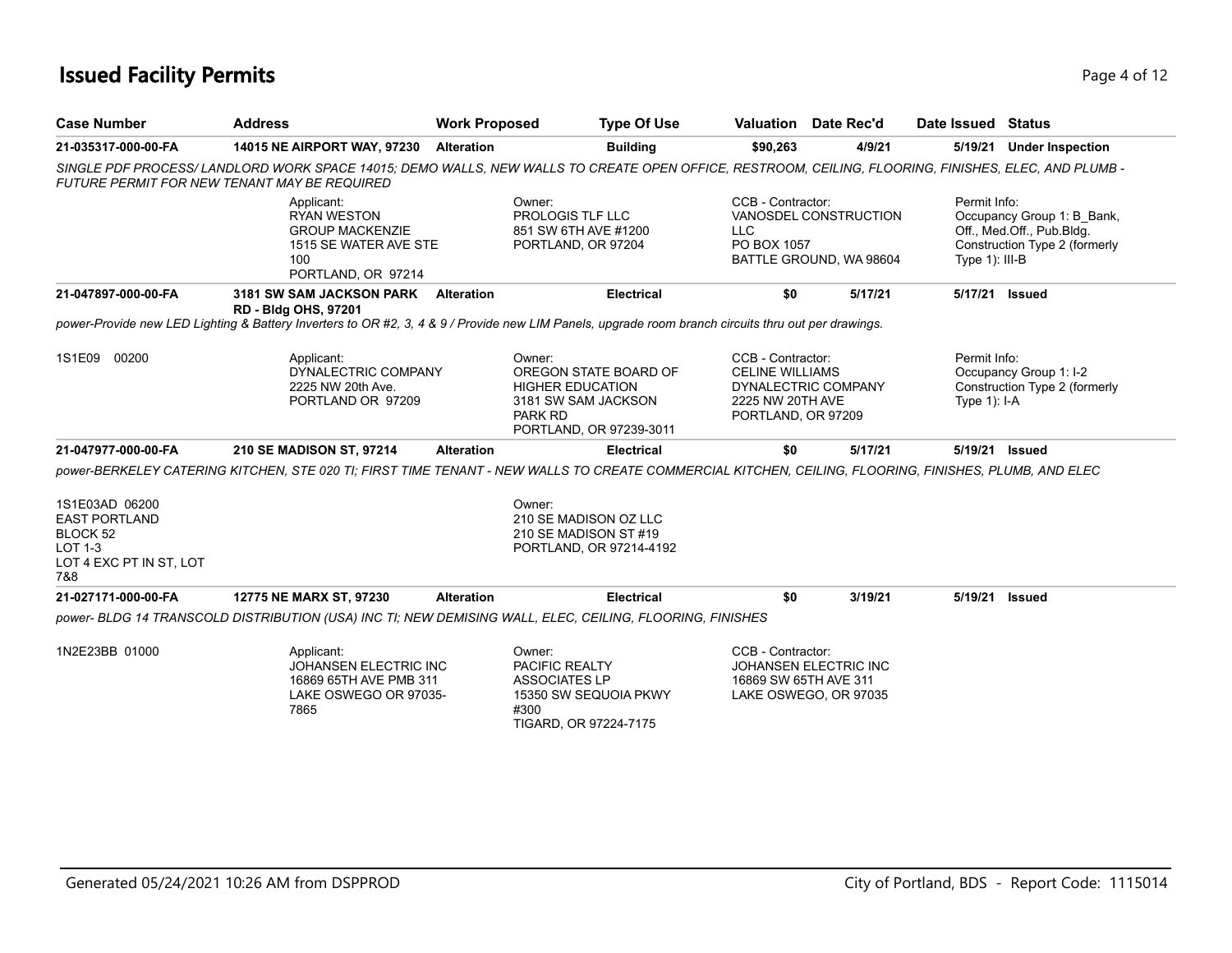# Issued Facility Permits

| Case Number | Address | Work Proposed | Type Of Use | Valuation | Date Rec'd | Date Issued | Status |
|---|---|---|---|---|---|---|---|
| 21-035317-000-00-FA | 14015 NE AIRPORT WAY, 97230 | Alteration | Building | $90,263 | 4/9/21 | 5/19/21 | Under Inspection |

*SINGLE PDF PROCESS/ LANDLORD WORK SPACE 14015; DEMO WALLS, NEW WALLS TO CREATE OPEN OFFICE, RESTROOM, CEILING, FLOORING, FINISHES, ELEC, AND PLUMB - FUTURE PERMIT FOR NEW TENANT MAY BE REQUIRED*

Applicant:
RYAN WESTON
GROUP MACKENZIE
1515 SE WATER AVE STE 100
PORTLAND, OR 97214

Owner:
PROLOGIS TLF LLC
851 SW 6TH AVE #1200
PORTLAND, OR 97204

CCB - Contractor:
VANOSDEL CONSTRUCTION LLC
PO BOX 1057
BATTLE GROUND, WA 98604

Permit Info:
Occupancy Group 1: B_Bank, Off., Med.Off., Pub.Bldg.
Construction Type 2 (formerly Type 1): III-B

---

| Case Number | Address | Work Proposed | Type Of Use | Valuation | Date Rec'd | Date Issued | Status |
|---|---|---|---|---|---|---|---|
| 21-047897-000-00-FA | 3181 SW SAM JACKSON PARK RD - Bldg OHS, 97201 | Alteration | Electrical | $0 | 5/17/21 | 5/17/21 | Issued |

*power-Provide new LED Lighting & Battery Inverters to OR #2, 3, 4 & 9 / Provide new LIM Panels, upgrade room branch circuits thru out per drawings.*

1S1E09 00200

Applicant:
DYNALECTRIC COMPANY
2225 NW 20th Ave.
PORTLAND OR 97209

Owner:
OREGON STATE BOARD OF HIGHER EDUCATION
3181 SW SAM JACKSON PARK RD
PORTLAND, OR 97239-3011

CCB - Contractor:
CELINE WILLIAMS
DYNALECTRIC COMPANY
2225 NW 20TH AVE
PORTLAND, OR 97209

Permit Info:
Occupancy Group 1: I-2
Construction Type 2 (formerly Type 1): I-A

---

| Case Number | Address | Work Proposed | Type Of Use | Valuation | Date Rec'd | Date Issued | Status |
|---|---|---|---|---|---|---|---|
| 21-047977-000-00-FA | 210 SE MADISON ST, 97214 | Alteration | Electrical | $0 | 5/17/21 | 5/19/21 | Issued |

*power-BERKELEY CATERING KITCHEN, STE 020 TI; FIRST TIME TENANT - NEW WALLS TO CREATE COMMERCIAL KITCHEN, CEILING, FLOORING, FINISHES, PLUMB, AND ELEC*

1S1E03AD 06200
EAST PORTLAND
BLOCK 52
LOT 1-3
LOT 4 EXC PT IN ST, LOT 7&8

Owner:
210 SE MADISON OZ LLC
210 SE MADISON ST #19
PORTLAND, OR 97214-4192

---

| Case Number | Address | Work Proposed | Type Of Use | Valuation | Date Rec'd | Date Issued | Status |
|---|---|---|---|---|---|---|---|
| 21-027171-000-00-FA | 12775 NE MARX ST, 97230 | Alteration | Electrical | $0 | 3/19/21 | 5/19/21 | Issued |

*power- BLDG 14 TRANSCOLD DISTRIBUTION (USA) INC TI; NEW DEMISING WALL, ELEC, CEILING, FLOORING, FINISHES*

1N2E23BB 01000

Applicant:
JOHANSEN ELECTRIC INC
16869 65TH AVE PMB 311
LAKE OSWEGO OR 97035-7865

Owner:
PACIFIC REALTY ASSOCIATES LP
15350 SW SEQUOIA PKWY #300
TIGARD, OR 97224-7175

CCB - Contractor:
JOHANSEN ELECTRIC INC
16869 SW 65TH AVE 311
LAKE OSWEGO, OR 97035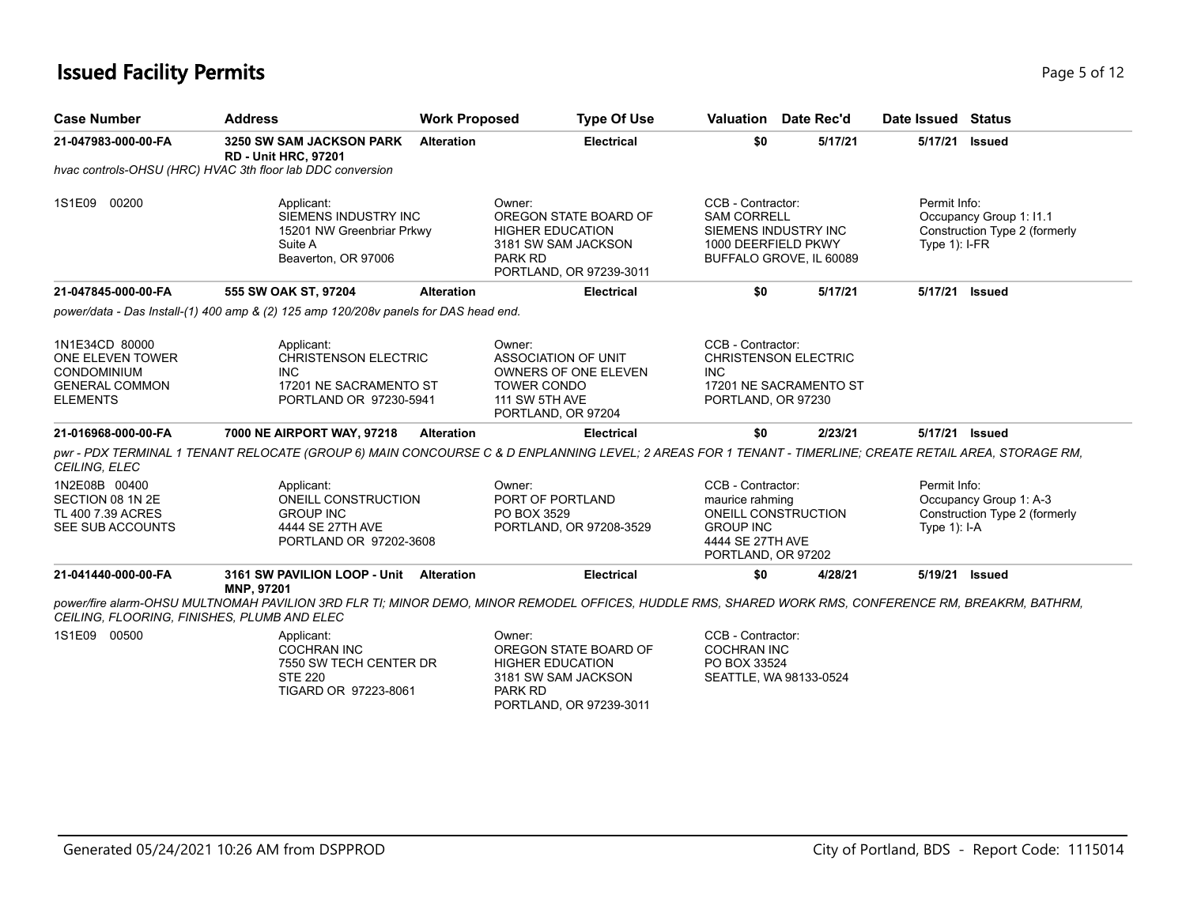# Issued Facility Permits

| Case Number | Address | Work Proposed | Type Of Use | Valuation | Date Rec'd | Date Issued | Status |
|---|---|---|---|---|---|---|---|
| **21-047983-000-00-FA** | **3250 SW SAM JACKSON PARK RD - Unit HRC, 97201** | **Alteration** | **Electrical** | **$0** | **5/17/21** | **5/17/21** | **Issued** |

*hvac controls-OHSU (HRC) HVAC 3th floor lab DDC conversion*

| | Applicant | Owner | CCB - Contractor | Permit Info |
|---|---|---|---|---|
| 1S1E09 00200 | SIEMENS INDUSTRY INC<br>15201 NW Greenbriar Prkwy<br>Suite A<br>Beaverton, OR 97006 | OREGON STATE BOARD OF HIGHER EDUCATION<br>3181 SW SAM JACKSON PARK RD<br>PORTLAND, OR 97239-3011 | SAM CORRELL<br>SIEMENS INDUSTRY INC<br>1000 DEERFIELD PKWY<br>BUFFALO GROVE, IL 60089 | Occupancy Group 1: I1.1<br>Construction Type 2 (formerly Type 1): I-FR |

| Case Number | Address | Work Proposed | Type Of Use | Valuation | Date Rec'd | Date Issued | Status |
|---|---|---|---|---|---|---|---|
| **21-047845-000-00-FA** | **555 SW OAK ST, 97204** | **Alteration** | **Electrical** | **$0** | **5/17/21** | **5/17/21** | **Issued** |

*power/data - Das Install-(1) 400 amp & (2) 125 amp 120/208v panels for DAS head end.*

| | Applicant | Owner | CCB - Contractor | Permit Info |
|---|---|---|---|---|
| 1N1E34CD 80000<br>ONE ELEVEN TOWER CONDOMINIUM<br>GENERAL COMMON ELEMENTS | CHRISTENSON ELECTRIC INC<br>17201 NE SACRAMENTO ST<br>PORTLAND OR 97230-5941 | ASSOCIATION OF UNIT OWNERS OF ONE ELEVEN TOWER CONDO<br>111 SW 5TH AVE<br>PORTLAND, OR 97204 | CHRISTENSON ELECTRIC INC<br>17201 NE SACRAMENTO ST<br>PORTLAND, OR 97230 | |

| Case Number | Address | Work Proposed | Type Of Use | Valuation | Date Rec'd | Date Issued | Status |
|---|---|---|---|---|---|---|---|
| **21-016968-000-00-FA** | **7000 NE AIRPORT WAY, 97218** | **Alteration** | **Electrical** | **$0** | **2/23/21** | **5/17/21** | **Issued** |

*pwr - PDX TERMINAL 1 TENANT RELOCATE (GROUP 6) MAIN CONCOURSE C & D ENPLANNING LEVEL; 2 AREAS FOR 1 TENANT - TIMERLINE; CREATE RETAIL AREA, STORAGE RM, CEILING, ELEC*

| | Applicant | Owner | CCB - Contractor | Permit Info |
|---|---|---|---|---|
| 1N2E08B 00400<br>SECTION 08 1N 2E<br>TL 400 7.39 ACRES<br>SEE SUB ACCOUNTS | ONEILL CONSTRUCTION GROUP INC<br>4444 SE 27TH AVE<br>PORTLAND OR 97202-3608 | PORT OF PORTLAND<br>PO BOX 3529<br>PORTLAND, OR 97208-3529 | maurice rahming<br>ONEILL CONSTRUCTION GROUP INC<br>4444 SE 27TH AVE<br>PORTLAND, OR 97202 | Occupancy Group 1: A-3<br>Construction Type 2 (formerly Type 1): I-A |

| Case Number | Address | Work Proposed | Type Of Use | Valuation | Date Rec'd | Date Issued | Status |
|---|---|---|---|---|---|---|---|
| **21-041440-000-00-FA** | **3161 SW PAVILION LOOP - Unit MNP, 97201** | **Alteration** | **Electrical** | **$0** | **4/28/21** | **5/19/21** | **Issued** |

*power/fire alarm-OHSU MULTNOMAH PAVILION 3RD FLR TI; MINOR DEMO, MINOR REMODEL OFFICES, HUDDLE RMS, SHARED WORK RMS, CONFERENCE RM, BREAKRM, BATHRM, CEILING, FLOORING, FINISHES, PLUMB AND ELEC*

| | Applicant | Owner | CCB - Contractor | Permit Info |
|---|---|---|---|---|
| 1S1E09 00500 | COCHRAN INC<br>7550 SW TECH CENTER DR<br>STE 220<br>TIGARD OR 97223-8061 | OREGON STATE BOARD OF HIGHER EDUCATION<br>3181 SW SAM JACKSON PARK RD<br>PORTLAND, OR 97239-3011 | COCHRAN INC<br>PO BOX 33524<br>SEATTLE, WA 98133-0524 | |

Generated 05/24/2021 10:26 AM from DSPPROD

City of Portland, BDS - Report Code: 1115014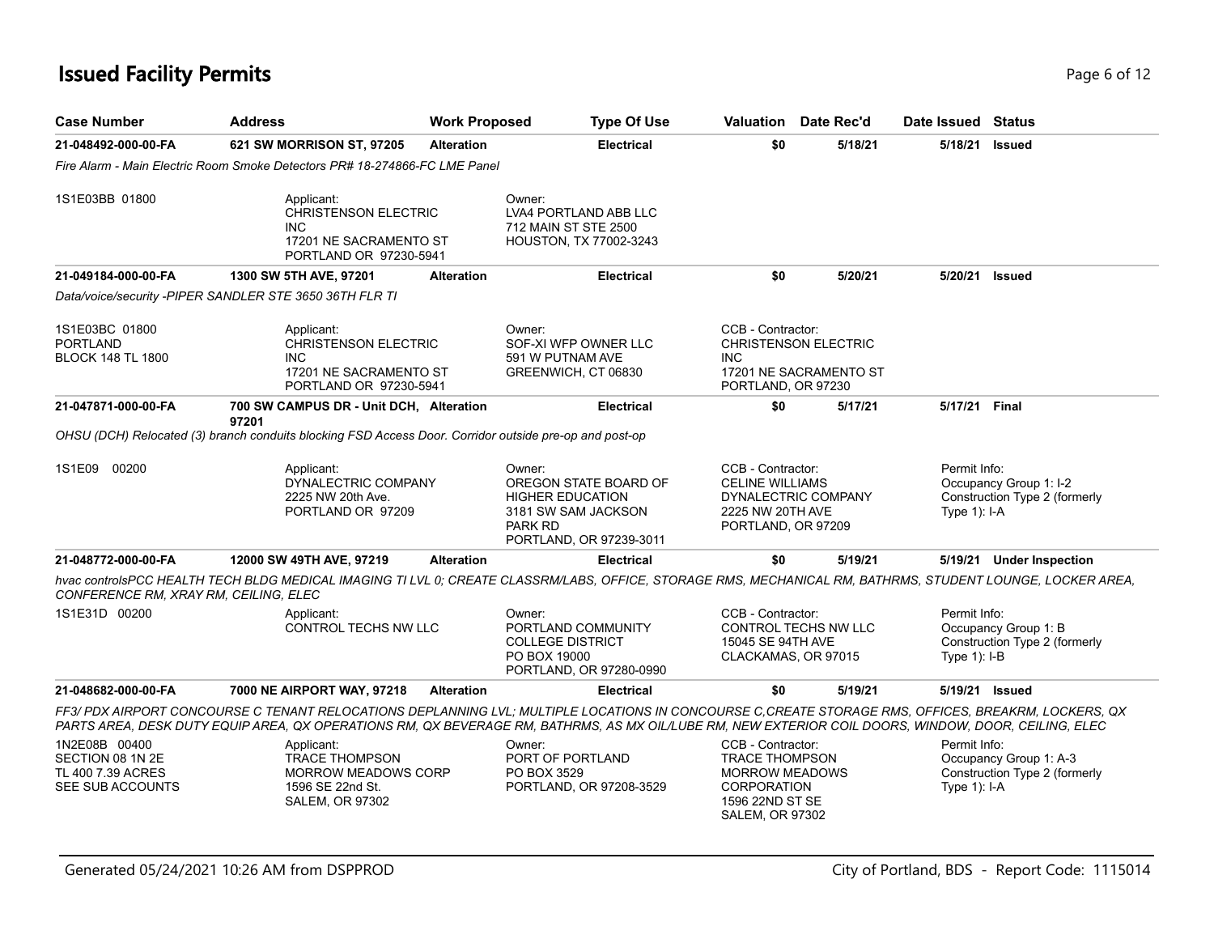# Issued Facility Permits

| Case Number | Address | Work Proposed | Type Of Use | Valuation | Date Rec'd | Date Issued | Status |
|---|---|---|---|---|---|---|---|
| 21-048492-000-00-FA | 621 SW MORRISON ST, 97205 | Alteration | Electrical | $0 | 5/18/21 | 5/18/21 | Issued |

*Fire Alarm - Main Electric Room Smoke Detectors PR# 18-274866-FC LME Panel*

1S1E03BB 01800

Applicant: CHRISTENSON ELECTRIC INC, 17201 NE SACRAMENTO ST, PORTLAND OR 97230-5941

Owner: LVA4 PORTLAND ABB LLC, 712 MAIN ST STE 2500, HOUSTON, TX 77002-3243

---

| Case Number | Address | Work Proposed | Type Of Use | Valuation | Date Rec'd | Date Issued | Status |
|---|---|---|---|---|---|---|---|
| 21-049184-000-00-FA | 1300 SW 5TH AVE, 97201 | Alteration | Electrical | $0 | 5/20/21 | 5/20/21 | Issued |

*Data/voice/security -PIPER SANDLER STE 3650 36TH FLR TI*

1S1E03BC 01800, PORTLAND, BLOCK 148 TL 1800

Applicant: CHRISTENSON ELECTRIC INC, 17201 NE SACRAMENTO ST, PORTLAND OR 97230-5941

Owner: SOF-XI WFP OWNER LLC, 591 W PUTNAM AVE, GREENWICH, CT 06830

CCB - Contractor: CHRISTENSON ELECTRIC INC, 17201 NE SACRAMENTO ST, PORTLAND, OR 97230

---

| Case Number | Address | Work Proposed | Type Of Use | Valuation | Date Rec'd | Date Issued | Status |
|---|---|---|---|---|---|---|---|
| 21-047871-000-00-FA | 700 SW CAMPUS DR - Unit DCH, 97201 | Alteration | Electrical | $0 | 5/17/21 | 5/17/21 | Final |

*OHSU (DCH) Relocated (3) branch conduits blocking FSD Access Door. Corridor outside pre-op and post-op*

1S1E09 00200

Applicant: DYNALECTRIC COMPANY, 2225 NW 20th Ave., PORTLAND OR 97209

Owner: OREGON STATE BOARD OF HIGHER EDUCATION, 3181 SW SAM JACKSON PARK RD, PORTLAND, OR 97239-3011

CCB - Contractor: CELINE WILLIAMS, DYNALECTRIC COMPANY, 2225 NW 20TH AVE, PORTLAND, OR 97209

Permit Info: Occupancy Group 1: I-2, Construction Type 2 (formerly Type 1): I-A

---

| Case Number | Address | Work Proposed | Type Of Use | Valuation | Date Rec'd | Date Issued | Status |
|---|---|---|---|---|---|---|---|
| 21-048772-000-00-FA | 12000 SW 49TH AVE, 97219 | Alteration | Electrical | $0 | 5/19/21 | 5/19/21 | Under Inspection |

*hvac controlsPCC HEALTH TECH BLDG MEDICAL IMAGING TI LVL 0; CREATE CLASSRM/LABS, OFFICE, STORAGE RMS, MECHANICAL RM, BATHRMS, STUDENT LOUNGE, LOCKER AREA, CONFERENCE RM, XRAY RM, CEILING, ELEC*

1S1E31D 00200

Applicant: CONTROL TECHS NW LLC

Owner: PORTLAND COMMUNITY COLLEGE DISTRICT, PO BOX 19000, PORTLAND, OR 97280-0990

CCB - Contractor: CONTROL TECHS NW LLC, 15045 SE 94TH AVE, CLACKAMAS, OR 97015

Permit Info: Occupancy Group 1: B, Construction Type 2 (formerly Type 1): I-B

---

| Case Number | Address | Work Proposed | Type Of Use | Valuation | Date Rec'd | Date Issued | Status |
|---|---|---|---|---|---|---|---|
| 21-048682-000-00-FA | 7000 NE AIRPORT WAY, 97218 | Alteration | Electrical | $0 | 5/19/21 | 5/19/21 | Issued |

*FF3/ PDX AIRPORT CONCOURSE C TENANT RELOCATIONS DEPLANNING LVL; MULTIPLE LOCATIONS IN CONCOURSE C,CREATE STORAGE RMS, OFFICES, BREAKRM, LOCKERS, QX PARTS AREA, DESK DUTY EQUIP AREA, QX OPERATIONS RM, QX BEVERAGE RM, BATHRMS, AS MX OIL/LUBE RM, NEW EXTERIOR COIL DOORS, WINDOW, DOOR, CEILING, ELEC*

1N2E08B 00400, SECTION 08 1N 2E, TL 400 7.39 ACRES, SEE SUB ACCOUNTS

Applicant: TRACE THOMPSON, MORROW MEADOWS CORP, 1596 SE 22nd St., SALEM, OR 97302

Owner: PORT OF PORTLAND, PO BOX 3529, PORTLAND, OR 97208-3529

CCB - Contractor: TRACE THOMPSON, MORROW MEADOWS CORPORATION, 1596 22ND ST SE, SALEM, OR 97302

Permit Info: Occupancy Group 1: A-3, Construction Type 2 (formerly Type 1): I-A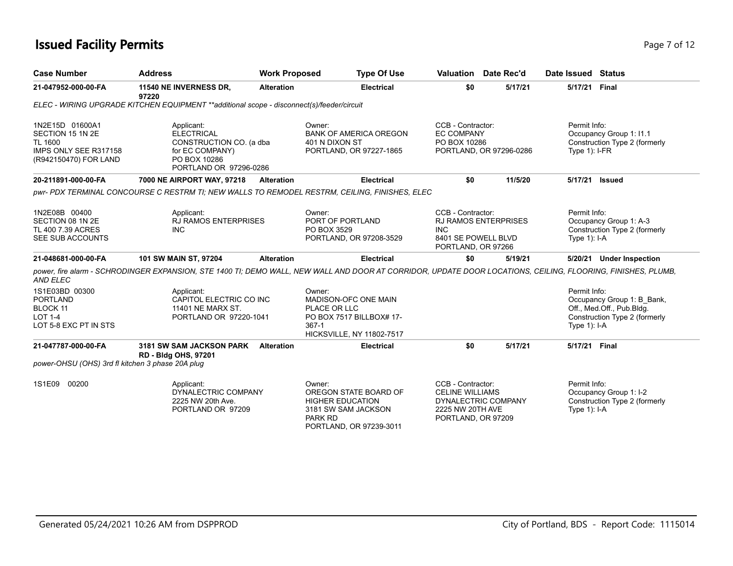# Issued Facility Permits

| Case Number | Address | Work Proposed | Type Of Use | Valuation | Date Rec'd | Date Issued | Status |
|---|---|---|---|---|---|---|---|
| 21-047952-000-00-FA | 11540 NE INVERNESS DR, 97220 | Alteration | Electrical | $0 | 5/17/21 | 5/17/21 | Final |

*ELEC - WIRING UPGRADE KITCHEN EQUIPMENT **additional scope - disconnect(s)/feeder/circuit*

1N2E15D 01600A1
SECTION 15 1N 2E
TL 1600
IMPS ONLY SEE R317158
(R942150470) FOR LAND

Applicant:
ELECTRICAL
CONSTRUCTION CO. (a dba
for EC COMPANY)
PO BOX 10286
PORTLAND OR 97296-0286

Owner:
BANK OF AMERICA OREGON
401 N DIXON ST
PORTLAND, OR 97227-1865

CCB - Contractor:
EC COMPANY
PO BOX 10286
PORTLAND, OR 97296-0286

Permit Info:
Occupancy Group 1: I1.1
Construction Type 2 (formerly
Type 1): I-FR

| Case Number | Address | Work Proposed | Type Of Use | Valuation | Date Rec'd | Date Issued | Status |
|---|---|---|---|---|---|---|---|
| 20-211891-000-00-FA | 7000 NE AIRPORT WAY, 97218 | Alteration | Electrical | $0 | 11/5/20 | 5/17/21 | Issued |

*pwr- PDX TERMINAL CONCOURSE C RESTRM TI; NEW WALLS TO REMODEL RESTRM, CEILING, FINISHES, ELEC*

1N2E08B 00400
SECTION 08 1N 2E
TL 400 7.39 ACRES
SEE SUB ACCOUNTS

Applicant:
RJ RAMOS ENTERPRISES
INC

Owner:
PORT OF PORTLAND
PO BOX 3529
PORTLAND, OR 97208-3529

CCB - Contractor:
RJ RAMOS ENTERPRISES
INC
8401 SE POWELL BLVD
PORTLAND, OR 97266

Permit Info:
Occupancy Group 1: A-3
Construction Type 2 (formerly
Type 1): I-A

| Case Number | Address | Work Proposed | Type Of Use | Valuation | Date Rec'd | Date Issued | Status |
|---|---|---|---|---|---|---|---|
| 21-048681-000-00-FA | 101 SW MAIN ST, 97204 | Alteration | Electrical | $0 | 5/19/21 | 5/20/21 | Under Inspection |

*power, fire alarm - SCHRODINGER EXPANSION, STE 1400 TI; DEMO WALL, NEW WALL AND DOOR AT CORRIDOR, UPDATE DOOR LOCATIONS, CEILING, FLOORING, FINISHES, PLUMB, AND ELEC*

1S1E03BD 00300
PORTLAND
BLOCK 11
LOT 1-4
LOT 5-8 EXC PT IN STS

Applicant:
CAPITOL ELECTRIC CO INC
11401 NE MARX ST.
PORTLAND OR 97220-1041

Owner:
MADISON-OFC ONE MAIN
PLACE OR LLC
PO BOX 7517 BILLBOX# 17-
367-1
HICKSVILLE, NY 11802-7517

Permit Info:
Occupancy Group 1: B_Bank,
Off., Med.Off., Pub.Bldg.
Construction Type 2 (formerly
Type 1): I-A

| Case Number | Address | Work Proposed | Type Of Use | Valuation | Date Rec'd | Date Issued | Status |
|---|---|---|---|---|---|---|---|
| 21-047787-000-00-FA | 3181 SW SAM JACKSON PARK RD - Bldg OHS, 97201 | Alteration | Electrical | $0 | 5/17/21 | 5/17/21 | Final |

*power-OHSU (OHS) 3rd fl kitchen 3 phase 20A plug*

1S1E09 00200

Applicant:
DYNALECTRIC COMPANY
2225 NW 20th Ave.
PORTLAND OR 97209

Owner:
OREGON STATE BOARD OF
HIGHER EDUCATION
3181 SW SAM JACKSON
PARK RD
PORTLAND, OR 97239-3011

CCB - Contractor:
CELINE WILLIAMS
DYNALECTRIC COMPANY
2225 NW 20TH AVE
PORTLAND, OR 97209

Permit Info:
Occupancy Group 1: I-2
Construction Type 2 (formerly
Type 1): I-A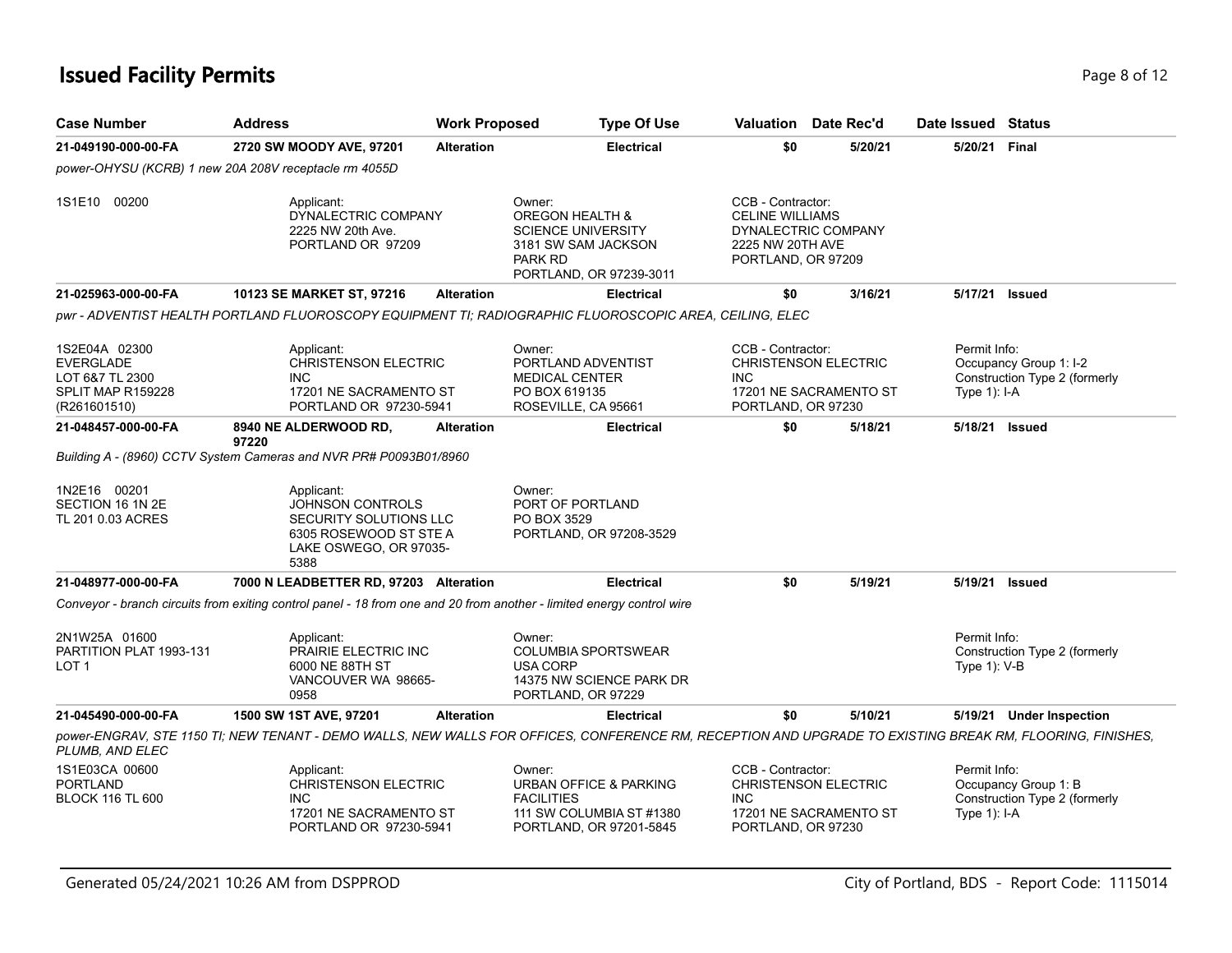# Issued Facility Permits

| Case Number | Address | Work Proposed | Type Of Use | Valuation | Date Rec'd | Date Issued | Status |
|---|---|---|---|---|---|---|---|
| **21-049190-000-00-FA** | **2720 SW MOODY AVE, 97201** | **Alteration** | **Electrical** | **$0** | **5/20/21** | **5/20/21** | **Final** |

*power-OHYSU (KCRB) 1 new 20A 208V receptacle rm 4055D*

1S1E10 00200

Applicant: DYNALECTRIC COMPANY, 2225 NW 20th Ave., PORTLAND OR 97209

Owner: OREGON HEALTH & SCIENCE UNIVERSITY, 3181 SW SAM JACKSON PARK RD, PORTLAND, OR 97239-3011

CCB - Contractor: CELINE WILLIAMS, DYNALECTRIC COMPANY, 2225 NW 20TH AVE, PORTLAND, OR 97209

| Case Number | Address | Work Proposed | Type Of Use | Valuation | Date Rec'd | Date Issued | Status |
|---|---|---|---|---|---|---|---|
| **21-025963-000-00-FA** | **10123 SE MARKET ST, 97216** | **Alteration** | **Electrical** | **$0** | **3/16/21** | **5/17/21** | **Issued** |

*pwr - ADVENTIST HEALTH PORTLAND FLUOROSCOPY EQUIPMENT TI; RADIOGRAPHIC FLUOROSCOPIC AREA, CEILING, ELEC*

1S2E04A 02300, EVERGLADE, LOT 6&7 TL 2300, SPLIT MAP R159228 (R261601510)

Applicant: CHRISTENSON ELECTRIC INC, 17201 NE SACRAMENTO ST, PORTLAND OR 97230-5941

Owner: PORTLAND ADVENTIST MEDICAL CENTER, PO BOX 619135, ROSEVILLE, CA 95661

CCB - Contractor: CHRISTENSON ELECTRIC INC, 17201 NE SACRAMENTO ST, PORTLAND, OR 97230

Permit Info: Occupancy Group 1: I-2, Construction Type 2 (formerly Type 1): I-A

| Case Number | Address | Work Proposed | Type Of Use | Valuation | Date Rec'd | Date Issued | Status |
|---|---|---|---|---|---|---|---|
| **21-048457-000-00-FA** | **8940 NE ALDERWOOD RD, 97220** | **Alteration** | **Electrical** | **$0** | **5/18/21** | **5/18/21** | **Issued** |

*Building A - (8960) CCTV System Cameras and NVR PR# P0093B01/8960*

1N2E16 00201, SECTION 16 1N 2E, TL 201 0.03 ACRES

Applicant: JOHNSON CONTROLS SECURITY SOLUTIONS LLC, 6305 ROSEWOOD ST STE A, LAKE OSWEGO, OR 97035-5388

Owner: PORT OF PORTLAND, PO BOX 3529, PORTLAND, OR 97208-3529

| Case Number | Address | Work Proposed | Type Of Use | Valuation | Date Rec'd | Date Issued | Status |
|---|---|---|---|---|---|---|---|
| **21-048977-000-00-FA** | **7000 N LEADBETTER RD, 97203** | **Alteration** | **Electrical** | **$0** | **5/19/21** | **5/19/21** | **Issued** |

*Conveyor - branch circuits from exiting control panel - 18 from one and 20 from another - limited energy control wire*

2N1W25A 01600, PARTITION PLAT 1993-131, LOT 1

Applicant: PRAIRIE ELECTRIC INC, 6000 NE 88TH ST, VANCOUVER WA 98665-0958

Owner: COLUMBIA SPORTSWEAR USA CORP, 14375 NW SCIENCE PARK DR, PORTLAND, OR 97229

Permit Info: Construction Type 2 (formerly Type 1): V-B

| Case Number | Address | Work Proposed | Type Of Use | Valuation | Date Rec'd | Date Issued | Status |
|---|---|---|---|---|---|---|---|
| **21-045490-000-00-FA** | **1500 SW 1ST AVE, 97201** | **Alteration** | **Electrical** | **$0** | **5/10/21** | **5/19/21** | **Under Inspection** |

*power-ENGRAV, STE 1150 TI; NEW TENANT - DEMO WALLS, NEW WALLS FOR OFFICES, CONFERENCE RM, RECEPTION AND UPGRADE TO EXISTING BREAK RM, FLOORING, FINISHES, PLUMB, AND ELEC*

1S1E03CA 00600, PORTLAND, BLOCK 116 TL 600

Applicant: CHRISTENSON ELECTRIC INC, 17201 NE SACRAMENTO ST, PORTLAND OR 97230-5941

Owner: URBAN OFFICE & PARKING FACILITIES, 111 SW COLUMBIA ST #1380, PORTLAND, OR 97201-5845

CCB - Contractor: CHRISTENSON ELECTRIC INC, 17201 NE SACRAMENTO ST, PORTLAND, OR 97230

Permit Info: Occupancy Group 1: B, Construction Type 2 (formerly Type 1): I-A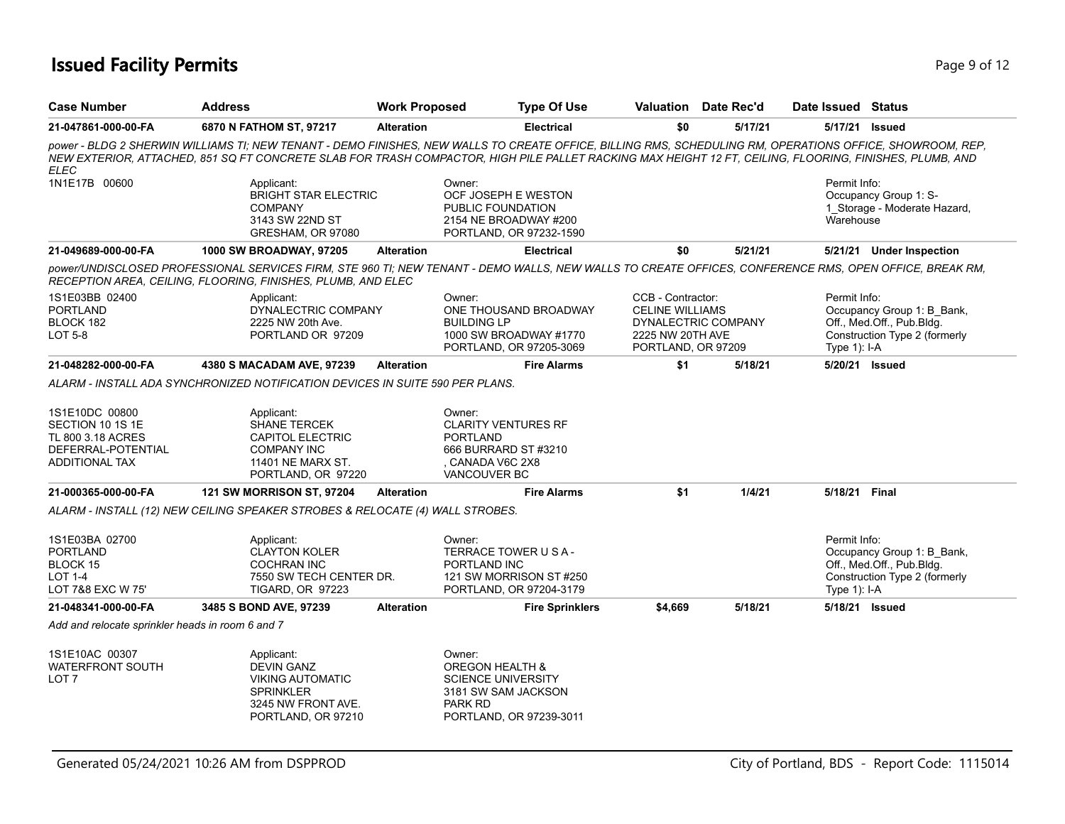# Issued Facility Permits

| Case Number | Address | Work Proposed | Type Of Use | Valuation | Date Rec'd | Date Issued | Status |
|---|---|---|---|---|---|---|---|
| 21-047861-000-00-FA | 6870 N FATHOM ST, 97217 | Alteration | Electrical | $0 | 5/17/21 | 5/17/21 | Issued |

*power - BLDG 2 SHERWIN WILLIAMS TI; NEW TENANT - DEMO FINISHES, NEW WALLS TO CREATE OFFICE, BILLING RMS, SCHEDULING RM, OPERATIONS OFFICE, SHOWROOM, REP, NEW EXTERIOR, ATTACHED, 851 SQ FT CONCRETE SLAB FOR TRASH COMPACTOR, HIGH PILE PALLET RACKING MAX HEIGHT 12 FT, CEILING, FLOORING, FINISHES, PLUMB, AND ELEC*

1N1E17B 00600

Applicant:
BRIGHT STAR ELECTRIC COMPANY
3143 SW 22ND ST
GRESHAM, OR 97080

Owner:
OCF JOSEPH E WESTON PUBLIC FOUNDATION
2154 NE BROADWAY #200
PORTLAND, OR 97232-1590

Permit Info:
Occupancy Group 1: S-1_Storage - Moderate Hazard, Warehouse

---

| Case Number | Address | Work Proposed | Type Of Use | Valuation | Date Rec'd | Date Issued | Status |
|---|---|---|---|---|---|---|---|
| 21-049689-000-00-FA | 1000 SW BROADWAY, 97205 | Alteration | Electrical | $0 | 5/21/21 | 5/21/21 | Under Inspection |

*power/UNDISCLOSED PROFESSIONAL SERVICES FIRM, STE 960 TI; NEW TENANT - DEMO WALLS, NEW WALLS TO CREATE OFFICES, CONFERENCE RMS, OPEN OFFICE, BREAK RM, RECEPTION AREA, CEILING, FLOORING, FINISHES, PLUMB, AND ELEC*

1S1E03BB 02400
PORTLAND
BLOCK 182
LOT 5-8

Applicant:
DYNALECTRIC COMPANY
2225 NW 20th Ave.
PORTLAND OR 97209

Owner:
ONE THOUSAND BROADWAY BUILDING LP
1000 SW BROADWAY #1770
PORTLAND, OR 97205-3069

CCB - Contractor:
CELINE WILLIAMS
DYNALECTRIC COMPANY
2225 NW 20TH AVE
PORTLAND, OR 97209

Permit Info:
Occupancy Group 1: B_Bank, Off., Med.Off., Pub.Bldg.
Construction Type 2 (formerly Type 1): I-A

---

| Case Number | Address | Work Proposed | Type Of Use | Valuation | Date Rec'd | Date Issued | Status |
|---|---|---|---|---|---|---|---|
| 21-048282-000-00-FA | 4380 S MACADAM AVE, 97239 | Alteration | Fire Alarms | $1 | 5/18/21 | 5/20/21 | Issued |

*ALARM - INSTALL ADA SYNCHRONIZED NOTIFICATION DEVICES IN SUITE 590 PER PLANS.*

1S1E10DC 00800
SECTION 10 1S 1E
TL 800 3.18 ACRES
DEFERRAL-POTENTIAL ADDITIONAL TAX

Applicant:
SHANE TERCEK
CAPITOL ELECTRIC COMPANY INC
11401 NE MARX ST.
PORTLAND, OR 97220

Owner:
CLARITY VENTURES RF PORTLAND
666 BURRARD ST #3210
, CANADA V6C 2X8
VANCOUVER BC

---

| Case Number | Address | Work Proposed | Type Of Use | Valuation | Date Rec'd | Date Issued | Status |
|---|---|---|---|---|---|---|---|
| 21-000365-000-00-FA | 121 SW MORRISON ST, 97204 | Alteration | Fire Alarms | $1 | 1/4/21 | 5/18/21 | Final |

*ALARM - INSTALL (12) NEW CEILING SPEAKER STROBES & RELOCATE (4) WALL STROBES.*

1S1E03BA 02700
PORTLAND
BLOCK 15
LOT 1-4
LOT 7&8 EXC W 75'

Applicant:
CLAYTON KOLER
COCHRAN INC
7550 SW TECH CENTER DR.
TIGARD, OR 97223

Owner:
TERRACE TOWER U S A - PORTLAND INC
121 SW MORRISON ST #250
PORTLAND, OR 97204-3179

Permit Info:
Occupancy Group 1: B_Bank, Off., Med.Off., Pub.Bldg.
Construction Type 2 (formerly Type 1): I-A

---

| Case Number | Address | Work Proposed | Type Of Use | Valuation | Date Rec'd | Date Issued | Status |
|---|---|---|---|---|---|---|---|
| 21-048341-000-00-FA | 3485 S BOND AVE, 97239 | Alteration | Fire Sprinklers | $4,669 | 5/18/21 | 5/18/21 | Issued |

*Add and relocate sprinkler heads in room 6 and 7*

1S1E10AC 00307
WATERFRONT SOUTH
LOT 7

Applicant:
DEVIN GANZ
VIKING AUTOMATIC SPRINKLER
3245 NW FRONT AVE.
PORTLAND, OR 97210

Owner:
OREGON HEALTH & SCIENCE UNIVERSITY
3181 SW SAM JACKSON PARK RD
PORTLAND, OR 97239-3011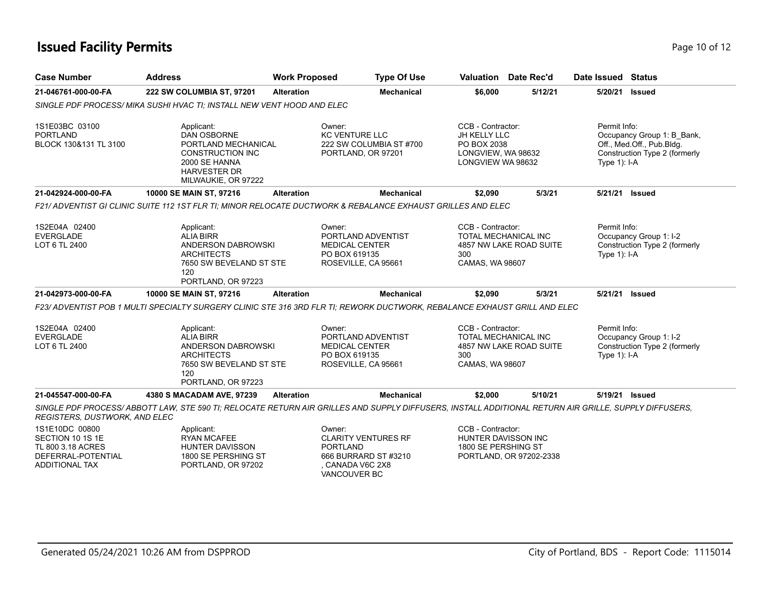# Issued Facility Permits

| Case Number | Address | Work Proposed | Type Of Use | Valuation | Date Rec'd | Date Issued | Status |
|---|---|---|---|---|---|---|---|
| 21-046761-000-00-FA | 222 SW COLUMBIA ST, 97201 | Alteration | Mechanical | $6,000 | 5/12/21 | 5/20/21 | Issued |

*SINGLE PDF PROCESS/ MIKA SUSHI HVAC TI; INSTALL NEW VENT HOOD AND ELEC*

1S1E03BC 03100
PORTLAND
BLOCK 130&131 TL 3100

Applicant:
DAN OSBORNE
PORTLAND MECHANICAL CONSTRUCTION INC
2000 SE HANNA HARVESTER DR
MILWAUKIE, OR 97222

Owner:
KC VENTURE LLC
222 SW COLUMBIA ST #700
PORTLAND, OR 97201

CCB - Contractor:
JH KELLY LLC
PO BOX 2038
LONGVIEW, WA 98632
LONGVIEW WA 98632

Permit Info:
Occupancy Group 1: B_Bank, Off., Med.Off., Pub.Bldg.
Construction Type 2 (formerly Type 1): I-A

| Case Number | Address | Work Proposed | Type Of Use | Valuation | Date Rec'd | Date Issued | Status |
|---|---|---|---|---|---|---|---|
| 21-042924-000-00-FA | 10000 SE MAIN ST, 97216 | Alteration | Mechanical | $2,090 | 5/3/21 | 5/21/21 | Issued |

*F21/ ADVENTIST GI CLINIC SUITE 112 1ST FLR TI; MINOR RELOCATE DUCTWORK & REBALANCE EXHAUST GRILLES AND ELEC*

1S2E04A 02400
EVERGLADE
LOT 6 TL 2400

Applicant:
ALIA BIRR
ANDERSON DABROWSKI ARCHITECTS
7650 SW BEVELAND ST STE 120
PORTLAND, OR 97223

Owner:
PORTLAND ADVENTIST MEDICAL CENTER
PO BOX 619135
ROSEVILLE, CA 95661

CCB - Contractor:
TOTAL MECHANICAL INC
4857 NW LAKE ROAD SUITE 300
CAMAS, WA 98607

Permit Info:
Occupancy Group 1: I-2
Construction Type 2 (formerly Type 1): I-A

| Case Number | Address | Work Proposed | Type Of Use | Valuation | Date Rec'd | Date Issued | Status |
|---|---|---|---|---|---|---|---|
| 21-042973-000-00-FA | 10000 SE MAIN ST, 97216 | Alteration | Mechanical | $2,090 | 5/3/21 | 5/21/21 | Issued |

*F23/ ADVENTIST POB 1 MULTI SPECIALTY SURGERY CLINIC STE 316 3RD FLR TI; REWORK DUCTWORK, REBALANCE EXHAUST GRILL AND ELEC*

1S2E04A 02400
EVERGLADE
LOT 6 TL 2400

Applicant:
ALIA BIRR
ANDERSON DABROWSKI ARCHITECTS
7650 SW BEVELAND ST STE 120
PORTLAND, OR 97223

Owner:
PORTLAND ADVENTIST MEDICAL CENTER
PO BOX 619135
ROSEVILLE, CA 95661

CCB - Contractor:
TOTAL MECHANICAL INC
4857 NW LAKE ROAD SUITE 300
CAMAS, WA 98607

Permit Info:
Occupancy Group 1: I-2
Construction Type 2 (formerly Type 1): I-A

| Case Number | Address | Work Proposed | Type Of Use | Valuation | Date Rec'd | Date Issued | Status |
|---|---|---|---|---|---|---|---|
| 21-045547-000-00-FA | 4380 S MACADAM AVE, 97239 | Alteration | Mechanical | $2,000 | 5/10/21 | 5/19/21 | Issued |

*SINGLE PDF PROCESS/ ABBOTT LAW, STE 590 TI; RELOCATE RETURN AIR GRILLES AND SUPPLY DIFFUSERS, INSTALL ADDITIONAL RETURN AIR GRILLE, SUPPLY DIFFUSERS, REGISTERS, DUSTWORK, AND ELEC*

1S1E10DC 00800
SECTION 10 1S 1E
TL 800 3.18 ACRES
DEFERRAL-POTENTIAL ADDITIONAL TAX

Applicant:
RYAN MCAFEE
HUNTER DAVISSON
1800 SE PERSHING ST
PORTLAND, OR 97202

Owner:
CLARITY VENTURES RF PORTLAND
666 BURRARD ST #3210
, CANADA V6C 2X8
VANCOUVER BC

CCB - Contractor:
HUNTER DAVISSON INC
1800 SE PERSHING ST
PORTLAND, OR 97202-2338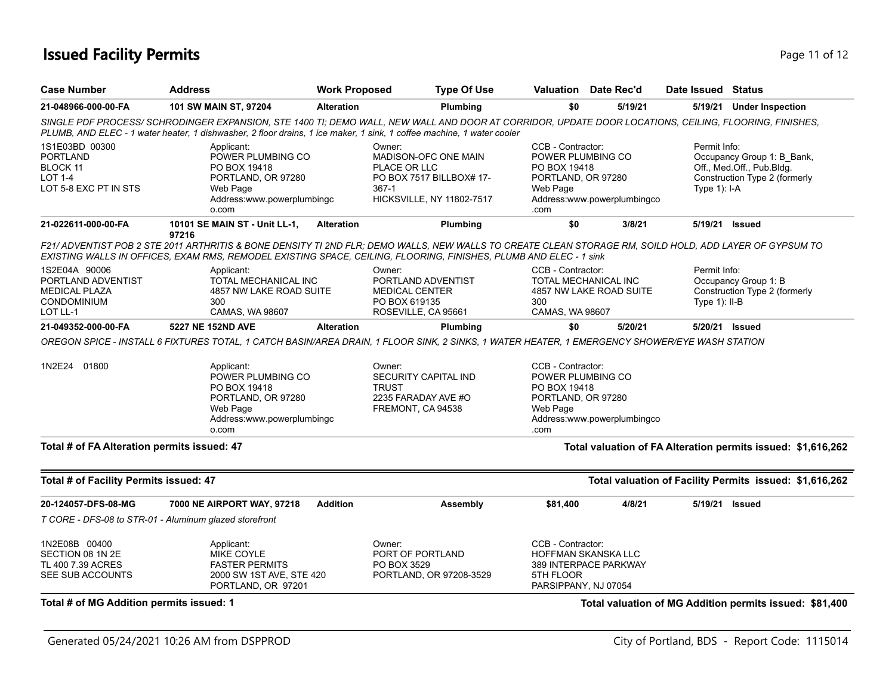# Issued Facility Permits

| Case Number | Address | Work Proposed | Type Of Use | Valuation | Date Rec'd | Date Issued | Status |
|---|---|---|---|---|---|---|---|
| **21-048966-000-00-FA** | **101 SW MAIN ST, 97204** | **Alteration** | **Plumbing** | **$0** | **5/19/21** | **5/19/21** | **Under Inspection** |

*SINGLE PDF PROCESS/ SCHRODINGER EXPANSION, STE 1400 TI; DEMO WALL, NEW WALL AND DOOR AT CORRIDOR, UPDATE DOOR LOCATIONS, CEILING, FLOORING, FINISHES, PLUMB, AND ELEC - 1 water heater, 1 dishwasher, 2 floor drains, 1 ice maker, 1 sink, 1 coffee machine, 1 water cooler*

1S1E03BD 00300
PORTLAND
BLOCK 11
LOT 1-4
LOT 5-8 EXC PT IN STS

Applicant:
POWER PLUMBING CO
PO BOX 19418
PORTLAND, OR 97280
Web Page
Address:www.powerplumbingco.com

Owner:
MADISON-OFC ONE MAIN PLACE OR LLC
PO BOX 7517 BILLBOX# 17-367-1
HICKSVILLE, NY 11802-7517

CCB - Contractor:
POWER PLUMBING CO
PO BOX 19418
PORTLAND, OR 97280
Web Page
Address:www.powerplumbingco.com

Permit Info:
Occupancy Group 1: B_Bank, Off., Med.Off., Pub.Bldg.
Construction Type 2 (formerly Type 1): I-A

| Case Number | Address | Work Proposed | Type Of Use | Valuation | Date Rec'd | Date Issued | Status |
|---|---|---|---|---|---|---|---|
| **21-022611-000-00-FA** | **10101 SE MAIN ST - Unit LL-1, 97216** | **Alteration** | **Plumbing** | **$0** | **3/8/21** | **5/19/21** | **Issued** |

*F21/ ADVENTIST POB 2 STE 2011 ARTHRITIS & BONE DENSITY TI 2ND FLR; DEMO WALLS, NEW WALLS TO CREATE CLEAN STORAGE RM, SOILD HOLD, ADD LAYER OF GYPSUM TO EXISTING WALLS IN OFFICES, EXAM RMS, REMODEL EXISTING SPACE, CEILING, FLOORING, FINISHES, PLUMB AND ELEC - 1 sink*

1S2E04A 90006
PORTLAND ADVENTIST MEDICAL PLAZA CONDOMINIUM
LOT LL-1

Applicant:
TOTAL MECHANICAL INC
4857 NW LAKE ROAD SUITE 300
CAMAS, WA 98607

Owner:
PORTLAND ADVENTIST MEDICAL CENTER
PO BOX 619135
ROSEVILLE, CA 95661

CCB - Contractor:
TOTAL MECHANICAL INC
4857 NW LAKE ROAD SUITE 300
CAMAS, WA 98607

Permit Info:
Occupancy Group 1: B
Construction Type 2 (formerly Type 1): II-B

| Case Number | Address | Work Proposed | Type Of Use | Valuation | Date Rec'd | Date Issued | Status |
|---|---|---|---|---|---|---|---|
| **21-049352-000-00-FA** | **5227 NE 152ND AVE** | **Alteration** | **Plumbing** | **$0** | **5/20/21** | **5/20/21** | **Issued** |

*OREGON SPICE - INSTALL 6 FIXTURES TOTAL, 1 CATCH BASIN/AREA DRAIN, 1 FLOOR SINK, 2 SINKS, 1 WATER HEATER, 1 EMERGENCY SHOWER/EYE WASH STATION*

1N2E24 01800

Applicant:
POWER PLUMBING CO
PO BOX 19418
PORTLAND, OR 97280
Web Page
Address:www.powerplumbingco.com

Owner:
SECURITY CAPITAL IND TRUST
2235 FARADAY AVE #O
FREMONT, CA 94538

CCB - Contractor:
POWER PLUMBING CO
PO BOX 19418
PORTLAND, OR 97280
Web Page
Address:www.powerplumbingco.com

**Total # of FA Alteration permits issued: 47** — **Total valuation of FA Alteration permits issued: $1,616,262**

**Total # of Facility Permits issued: 47** — **Total valuation of Facility Permits issued: $1,616,262**

| Case Number | Address | Work Proposed | Type Of Use | Valuation | Date Rec'd | Date Issued | Status |
|---|---|---|---|---|---|---|---|
| **20-124057-DFS-08-MG** | **7000 NE AIRPORT WAY, 97218** | **Addition** | **Assembly** | **$81,400** | **4/8/21** | **5/19/21** | **Issued** |

*T CORE - DFS-08 to STR-01 - Aluminum glazed storefront*

1N2E08B 00400
SECTION 08 1N 2E
TL 400 7.39 ACRES
SEE SUB ACCOUNTS

Applicant:
MIKE COYLE
FASTER PERMITS
2000 SW 1ST AVE, STE 420
PORTLAND, OR 97201

Owner:
PORT OF PORTLAND
PO BOX 3529
PORTLAND, OR 97208-3529

CCB - Contractor:
HOFFMAN SKANSKA LLC
389 INTERPACE PARKWAY
5TH FLOOR
PARSIPPANY, NJ 07054

**Total # of MG Addition permits issued: 1** — **Total valuation of MG Addition permits issued: $81,400**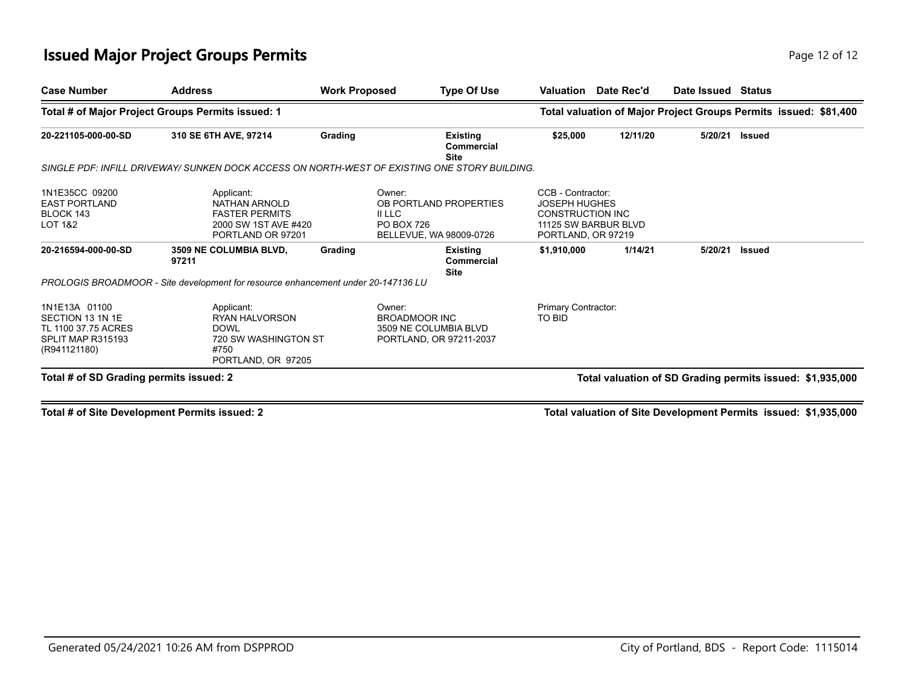# Issued Major Project Groups Permits

| Case Number | Address | Work Proposed | Type Of Use | Valuation | Date Rec'd | Date Issued | Status |
|---|---|---|---|---|---|---|---|

**Total # of Major Project Groups Permits issued: 1** — **Total valuation of Major Project Groups Permits issued: $81,400**

| Case Number | Address | Work Proposed | Type Of Use | Valuation | Date Rec'd | Date Issued | Status |
|---|---|---|---|---|---|---|---|
| **20-221105-000-00-SD** | **310 SE 6TH AVE, 97214** | **Grading** | **Existing Commercial Site** | **$25,000** | **12/11/20** | **5/20/21** | **Issued** |

*SINGLE PDF: INFILL DRIVEWAY/ SUNKEN DOCK ACCESS ON NORTH-WEST OF EXISTING ONE STORY BUILDING.*

| | | | |
|---|---|---|---|
| 1N1E35CC 09200<br>EAST PORTLAND<br>BLOCK 143<br>LOT 1&2 | Applicant:<br>NATHAN ARNOLD<br>FASTER PERMITS<br>2000 SW 1ST AVE #420<br>PORTLAND OR 97201 | Owner:<br>OB PORTLAND PROPERTIES II LLC<br>PO BOX 726<br>BELLEVUE, WA 98009-0726 | CCB - Contractor:<br>JOSEPH HUGHES CONSTRUCTION INC<br>11125 SW BARBUR BLVD<br>PORTLAND, OR 97219 |

| Case Number | Address | Work Proposed | Type Of Use | Valuation | Date Rec'd | Date Issued | Status |
|---|---|---|---|---|---|---|---|
| **20-216594-000-00-SD** | **3509 NE COLUMBIA BLVD, 97211** | **Grading** | **Existing Commercial Site** | **$1,910,000** | **1/14/21** | **5/20/21** | **Issued** |

*PROLOGIS BROADMOOR - Site development for resource enhancement under 20-147136 LU*

| | | | |
|---|---|---|---|
| 1N1E13A 01100<br>SECTION 13 1N 1E<br>TL 1100 37.75 ACRES<br>SPLIT MAP R315193<br>(R941121180) | Applicant:<br>RYAN HALVORSON<br>DOWL<br>720 SW WASHINGTON ST #750<br>PORTLAND, OR 97205 | Owner:<br>BROADMOOR INC<br>3509 NE COLUMBIA BLVD<br>PORTLAND, OR 97211-2037 | Primary Contractor:<br>TO BID |

**Total # of SD Grading permits issued: 2** — **Total valuation of SD Grading permits issued: $1,935,000**

**Total # of Site Development Permits issued: 2** — **Total valuation of Site Development Permits issued: $1,935,000**

Generated 05/24/2021 10:26 AM from DSPPROD

City of Portland, BDS - Report Code: 1115014